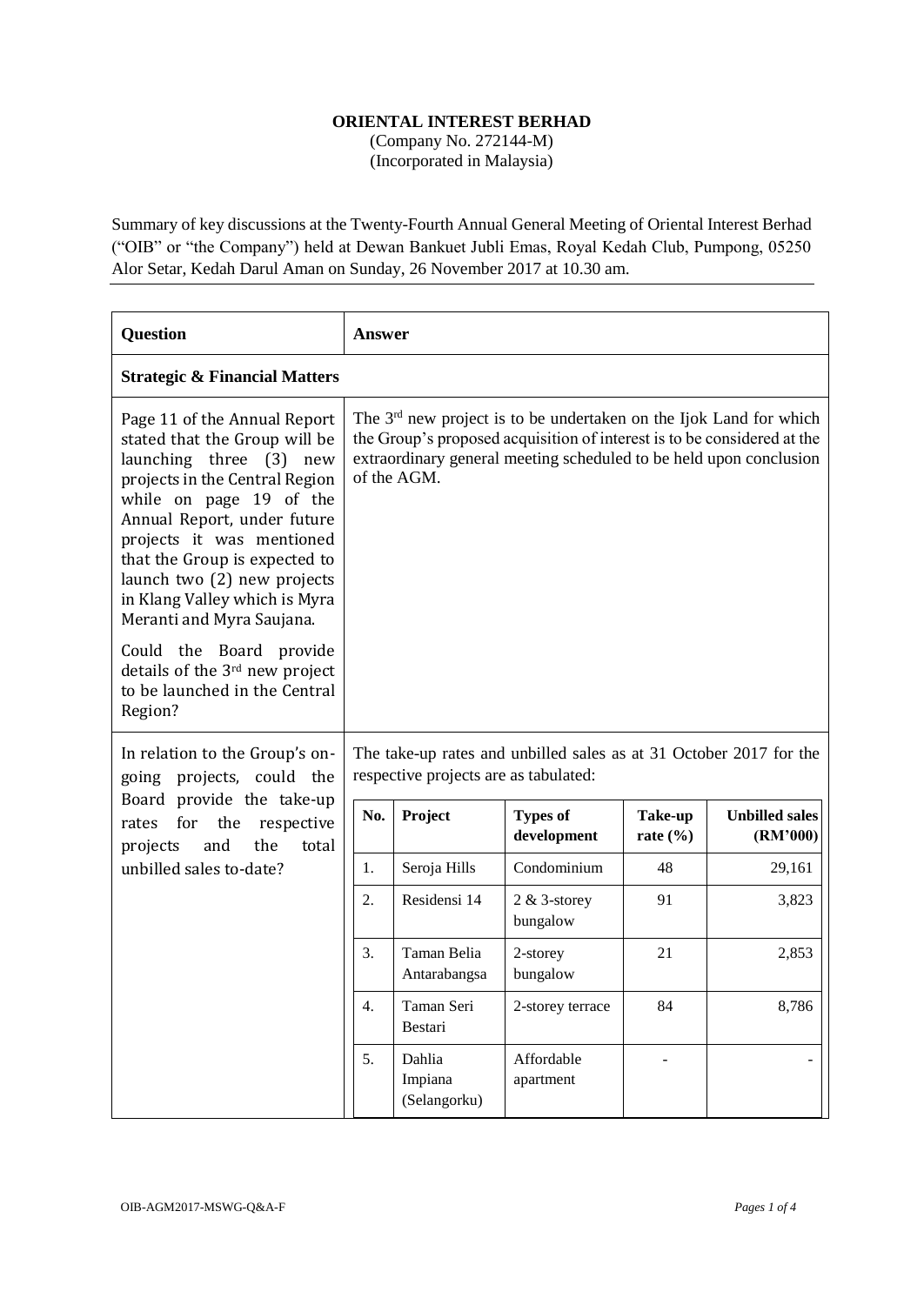**ORIENTAL INTEREST BERHAD**
(Company No. 272144-M)
(Incorporated in Malaysia)

Summary of key discussions at the Twenty-Fourth Annual General Meeting of Oriental Interest Berhad ("OIB" or "the Company") held at Dewan Bankuet Jubli Emas, Royal Kedah Club, Pumpong, 05250 Alor Setar, Kedah Darul Aman on Sunday, 26 November 2017 at 10.30 am.

| **Question** | **Answer** |
|---|---|
| **Strategic & Financial Matters** | |
| Page 11 of the Annual Report stated that the Group will be launching three (3) new projects in the Central Region while on page 19 of the Annual Report, under future projects it was mentioned that the Group is expected to launch two (2) new projects in Klang Valley which is Myra Meranti and Myra Saujana. Could the Board provide details of the 3rd new project to be launched in the Central Region? | The 3rd new project is to be undertaken on the Ijok Land for which the Group's proposed acquisition of interest is to be considered at the extraordinary general meeting scheduled to be held upon conclusion of the AGM. |
| In relation to the Group's on-going projects, could the Board provide the take-up rates for the respective projects and the total unbilled sales to-date? | The take-up rates and unbilled sales as at 31 October 2017 for the respective projects are as tabulated: (see table below) |

| No. | Project | Types of development | Take-up rate (%) | Unbilled sales (RM'000) |
|---|---|---|---|---|
| 1. | Seroja Hills | Condominium | 48 | 29,161 |
| 2. | Residensi 14 | 2 & 3-storey bungalow | 91 | 3,823 |
| 3. | Taman Belia Antarabangsa | 2-storey bungalow | 21 | 2,853 |
| 4. | Taman Seri Bestari | 2-storey terrace | 84 | 8,786 |
| 5. | Dahlia Impiana (Selangorku) | Affordable apartment | - | - |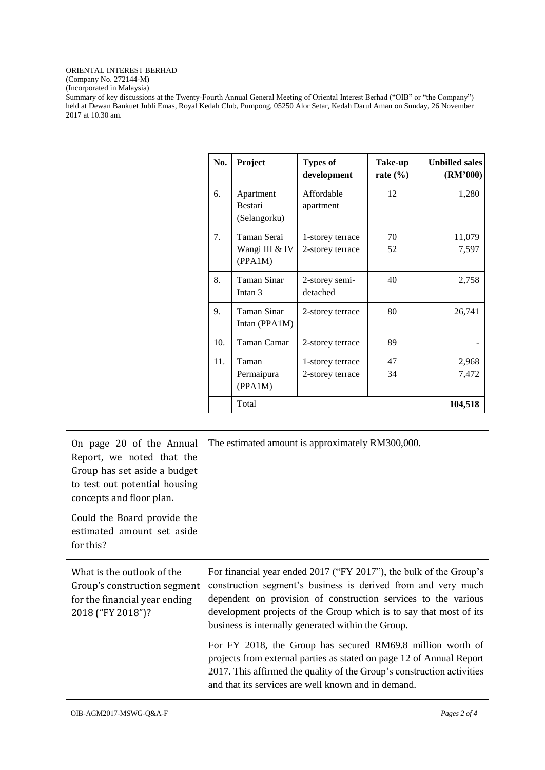ORIENTAL INTEREST BERHAD
(Company No. 272144-M)
(Incorporated in Malaysia)
Summary of key discussions at the Twenty-Fourth Annual General Meeting of Oriental Interest Berhad ("OIB" or "the Company") held at Dewan Bankuet Jubli Emas, Royal Kedah Club, Pumpong, 05250 Alor Setar, Kedah Darul Aman on Sunday, 26 November 2017 at 10.30 am.

| No. | Project | Types of development | Take-up rate (%) | Unbilled sales (RM'000) |
|---|---|---|---|---|
| 6. | Apartment Bestari (Selangorku) | Affordable apartment | 12 | 1,280 |
| 7. | Taman Serai Wangi III & IV (PPA1M) | 1-storey terrace<br>2-storey terrace | 70<br>52 | 11,079<br>7,597 |
| 8. | Taman Sinar Intan 3 | 2-storey semi-detached | 40 | 2,758 |
| 9. | Taman Sinar Intan (PPA1M) | 2-storey terrace | 80 | 26,741 |
| 10. | Taman Camar | 2-storey terrace | 89 | - |
| 11. | Taman Permaipura (PPA1M) | 1-storey terrace<br>2-storey terrace | 47<br>34 | 2,968<br>7,472 |
| | Total | | | **104,518** |

| Question | Answer |
|---|---|
| On page 20 of the Annual Report, we noted that the Group has set aside a budget to test out potential housing concepts and floor plan.<br><br>Could the Board provide the estimated amount set aside for this? | The estimated amount is approximately RM300,000. |
| What is the outlook of the Group's construction segment for the financial year ending 2018 ("FY 2018")? | For financial year ended 2017 ("FY 2017"), the bulk of the Group's construction segment's business is derived from and very much dependent on provision of construction services to the various development projects of the Group which is to say that most of its business is internally generated within the Group.<br><br>For FY 2018, the Group has secured RM69.8 million worth of projects from external parties as stated on page 12 of Annual Report 2017. This affirmed the quality of the Group's construction activities and that its services are well known and in demand. |

OIB-AGM2017-MSWG-Q&A-F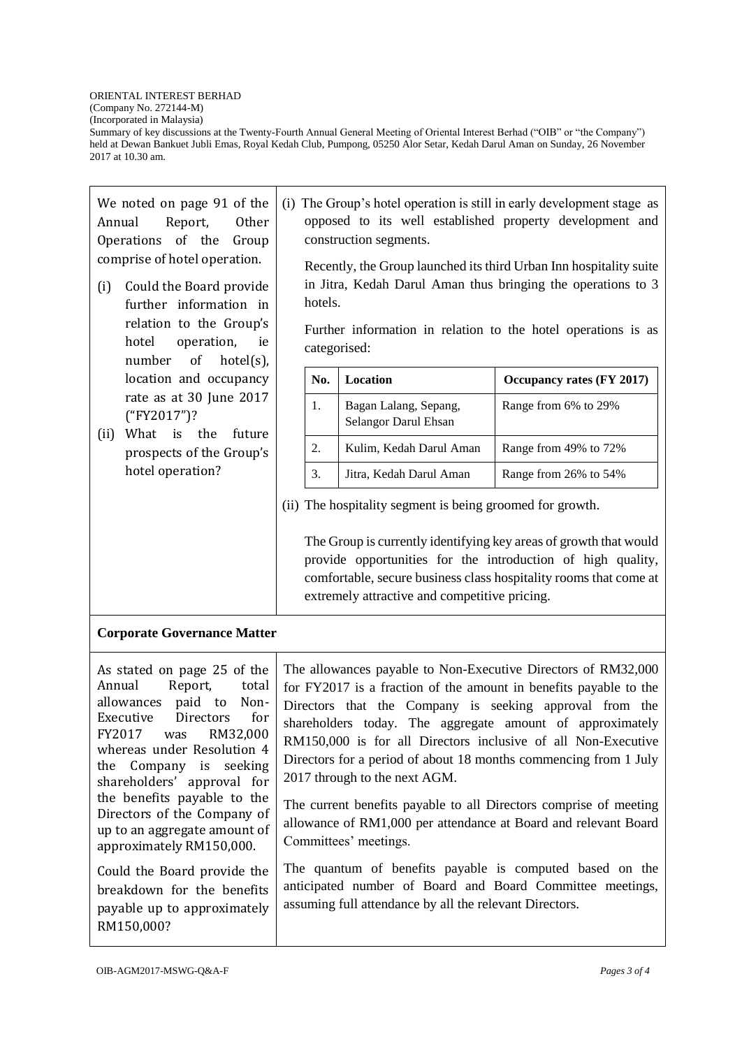ORIENTAL INTEREST BERHAD
(Company No. 272144-M)
(Incorporated in Malaysia)
Summary of key discussions at the Twenty-Fourth Annual General Meeting of Oriental Interest Berhad ("OIB" or "the Company") held at Dewan Bankuet Jubli Emas, Royal Kedah Club, Pumpong, 05250 Alor Setar, Kedah Darul Aman on Sunday, 26 November 2017 at 10.30 am.

| | |
|---|---|
| We noted on page 91 of the Annual Report, Other Operations of the Group comprise of hotel operation.<br><br>(i) Could the Board provide further information in relation to the Group's hotel operation, ie number of hotel(s), location and occupancy rate as at 30 June 2017 ("FY2017")?<br>(ii) What is the future prospects of the Group's hotel operation? | (i) The Group's hotel operation is still in early development stage as opposed to its well established property development and construction segments.<br><br>Recently, the Group launched its third Urban Inn hospitality suite in Jitra, Kedah Darul Aman thus bringing the operations to 3 hotels.<br><br>Further information in relation to the hotel operations is as categorised:<br><br>1. Bagan Lalang, Sepang, Selangor Darul Ehsan – Occupancy rates (FY 2017): Range from 6% to 29%<br>2. Kulim, Kedah Darul Aman – Occupancy rates (FY 2017): Range from 49% to 72%<br>3. Jitra, Kedah Darul Aman – Occupancy rates (FY 2017): Range from 26% to 54%<br><br>(ii) The hospitality segment is being groomed for growth.<br><br>The Group is currently identifying key areas of growth that would provide opportunities for the introduction of high quality, comfortable, secure business class hospitality rooms that come at extremely attractive and competitive pricing. |

| No. | Location | Occupancy rates (FY 2017) |
|---|---|---|
| 1. | Bagan Lalang, Sepang, Selangor Darul Ehsan | Range from 6% to 29% |
| 2. | Kulim, Kedah Darul Aman | Range from 49% to 72% |
| 3. | Jitra, Kedah Darul Aman | Range from 26% to 54% |

**Corporate Governance Matter**

| | |
|---|---|
| As stated on page 25 of the Annual Report, total allowances paid to Non-Executive Directors for FY2017 was RM32,000 whereas under Resolution 4 the Company is seeking shareholders' approval for the benefits payable to the Directors of the Company of up to an aggregate amount of approximately RM150,000.<br><br>Could the Board provide the breakdown for the benefits payable up to approximately RM150,000? | The allowances payable to Non-Executive Directors of RM32,000 for FY2017 is a fraction of the amount in benefits payable to the Directors that the Company is seeking approval from the shareholders today. The aggregate amount of approximately RM150,000 is for all Directors inclusive of all Non-Executive Directors for a period of about 18 months commencing from 1 July 2017 through to the next AGM.<br><br>The current benefits payable to all Directors comprise of meeting allowance of RM1,000 per attendance at Board and relevant Board Committees' meetings.<br><br>The quantum of benefits payable is computed based on the anticipated number of Board and Board Committee meetings, assuming full attendance by all the relevant Directors. |

OIB-AGM2017-MSWG-Q&A-F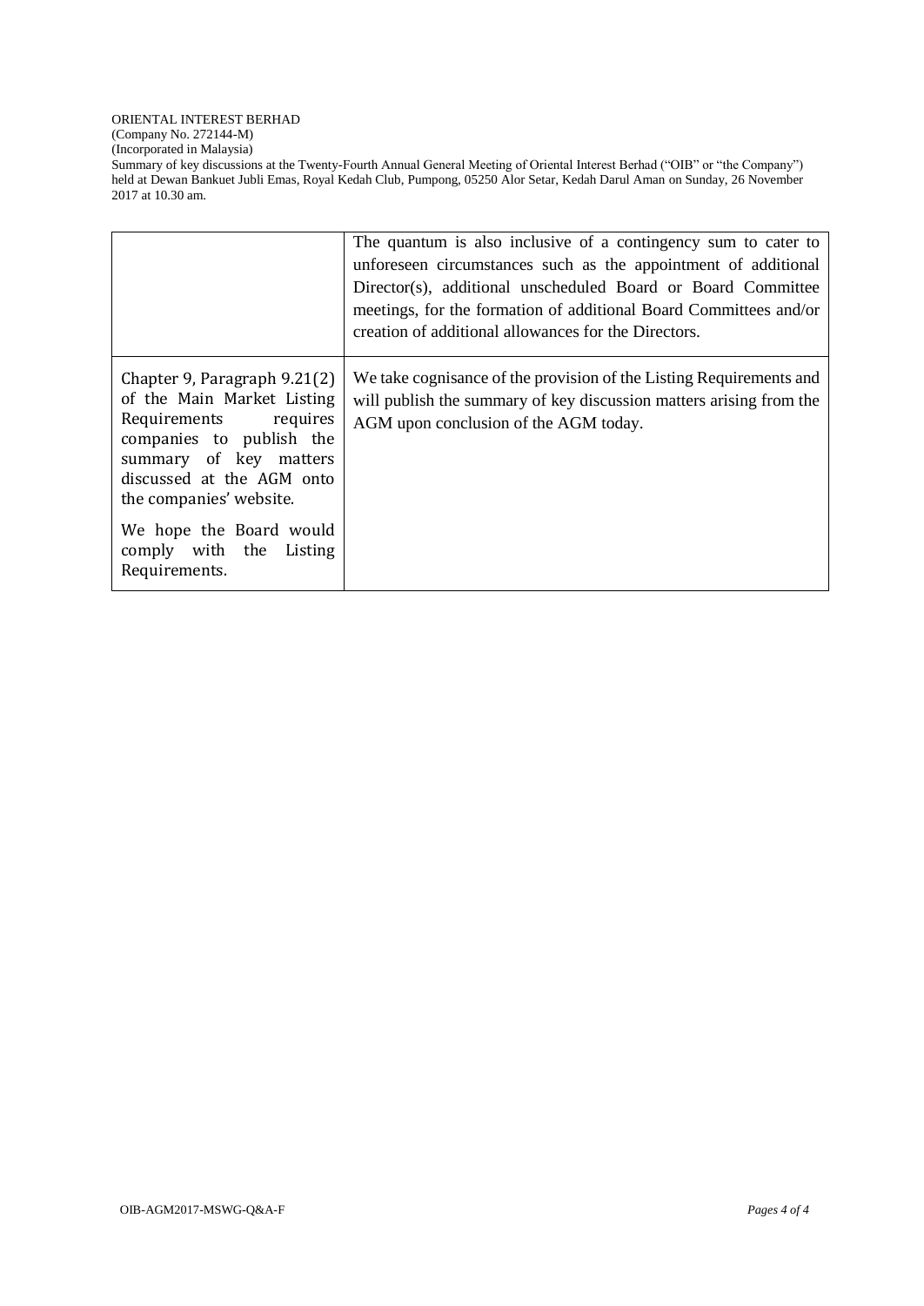ORIENTAL INTEREST BERHAD
(Company No. 272144-M)
(Incorporated in Malaysia)
Summary of key discussions at the Twenty-Fourth Annual General Meeting of Oriental Interest Berhad ("OIB" or "the Company") held at Dewan Bankuet Jubli Emas, Royal Kedah Club, Pumpong, 05250 Alor Setar, Kedah Darul Aman on Sunday, 26 November 2017 at 10.30 am.

| | |
|---|---|
| | The quantum is also inclusive of a contingency sum to cater to unforeseen circumstances such as the appointment of additional Director(s), additional unscheduled Board or Board Committee meetings, for the formation of additional Board Committees and/or creation of additional allowances for the Directors. |
| Chapter 9, Paragraph 9.21(2) of the Main Market Listing Requirements requires companies to publish the summary of key matters discussed at the AGM onto the companies' website.<br><br>We hope the Board would comply with the Listing Requirements. | We take cognisance of the provision of the Listing Requirements and will publish the summary of key discussion matters arising from the AGM upon conclusion of the AGM today. |

OIB-AGM2017-MSWG-Q&A-F